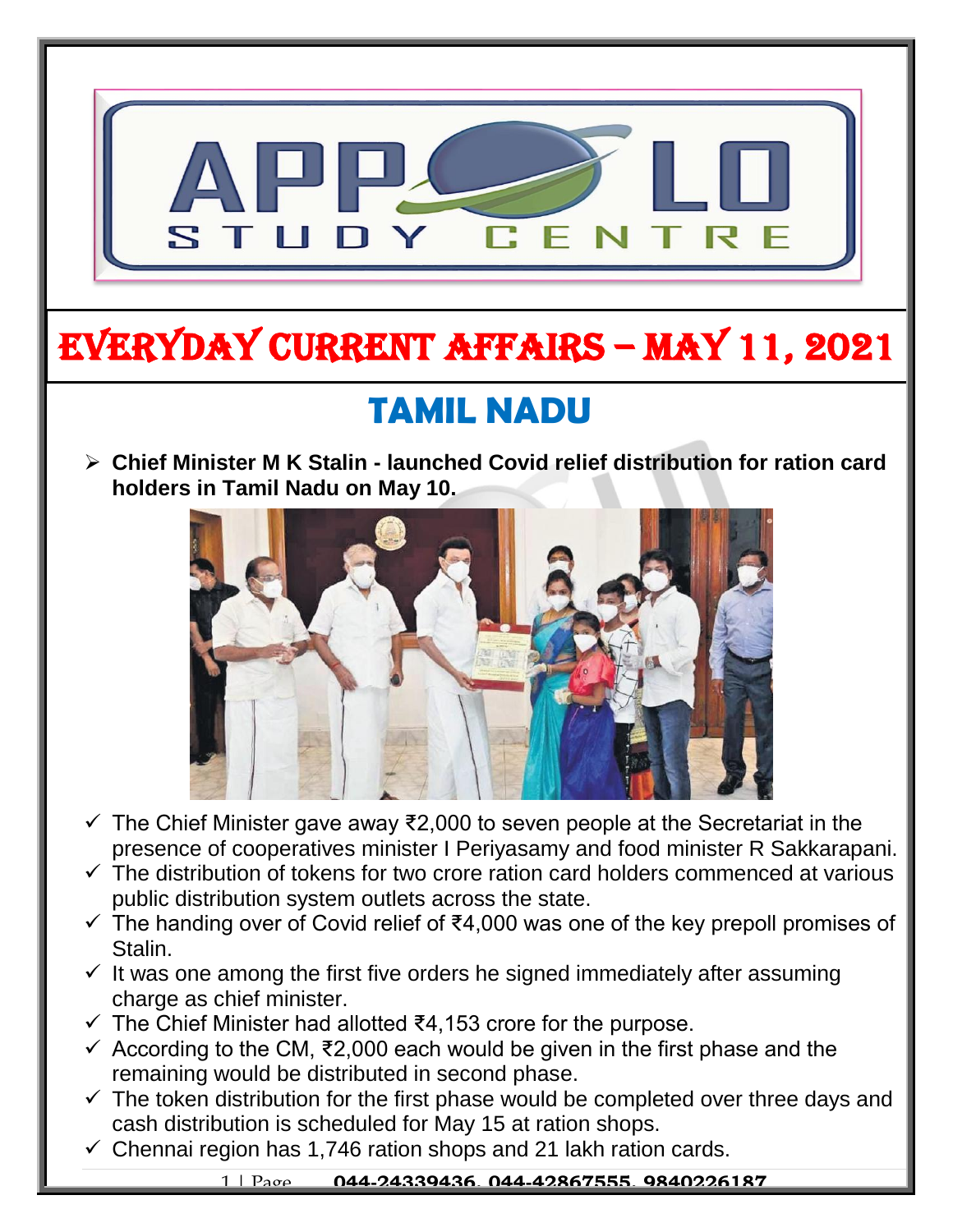# EVERYDAY CURRENT AFFAIRS – MAY 11, 2021

## TAMIL NADU

- **Chief Minister M K Stalin - launched Covid relief distribution for ration card holders in Tamil Nadu on May 10.**
  - ✓ The Chief Minister gave away ₹2,000 to seven people at the Secretariat in the presence of cooperatives minister I Periyasamy and food minister R Sakkarapani.
  - ✓ The distribution of tokens for two crore ration card holders commenced at various public distribution system outlets across the state.
  - ✓ The handing over of Covid relief of ₹4,000 was one of the key prepoll promises of Stalin.
  - ✓ It was one among the first five orders he signed immediately after assuming charge as chief minister.
  - ✓ The Chief Minister had allotted ₹4,153 crore for the purpose.
  - ✓ According to the CM, ₹2,000 each would be given in the first phase and the remaining would be distributed in second phase.
  - ✓ The token distribution for the first phase would be completed over three days and cash distribution is scheduled for May 15 at ration shops.
  - ✓ Chennai region has 1,746 ration shops and 21 lakh ration cards.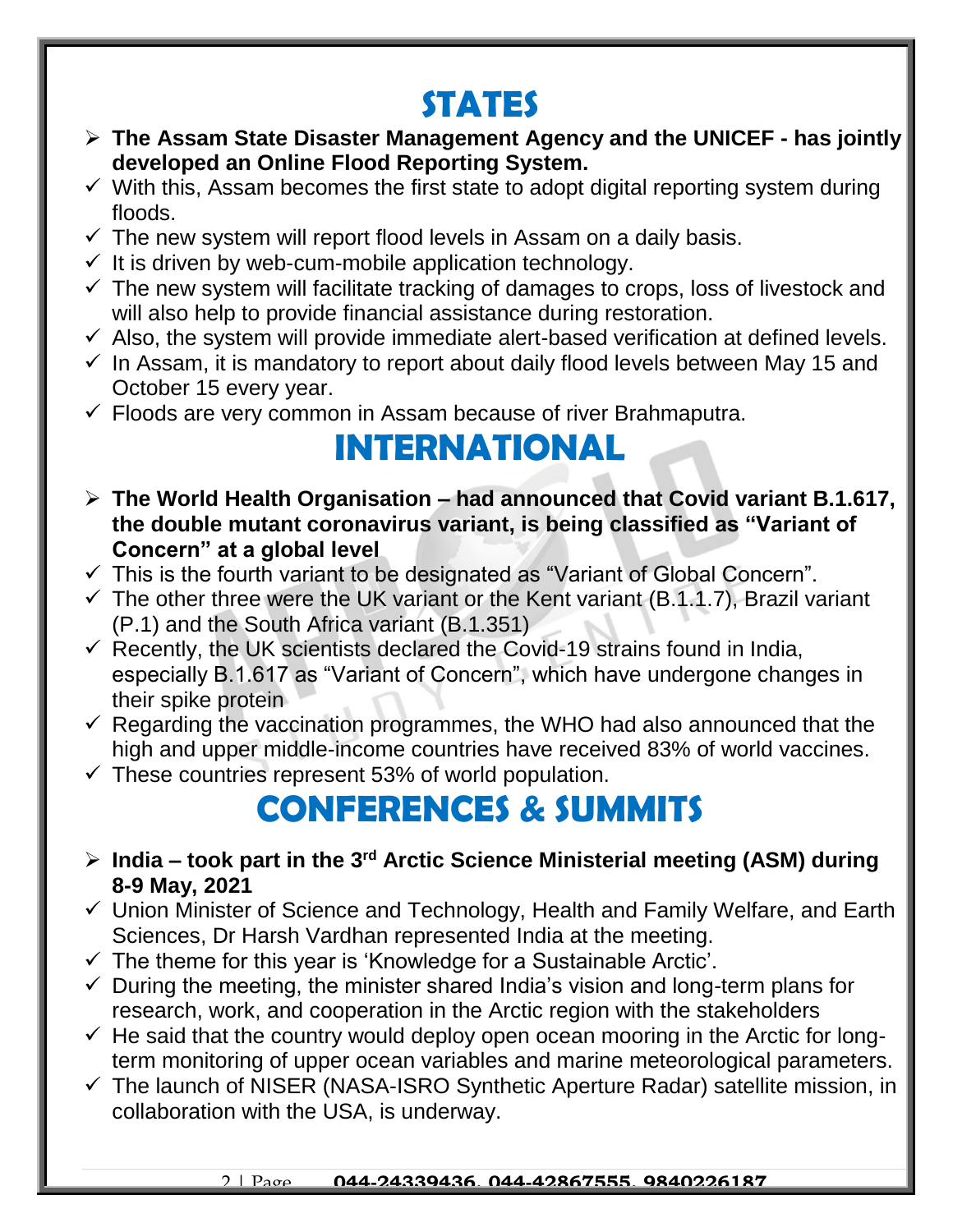# STATES

- **The Assam State Disaster Management Agency and the UNICEF - has jointly developed an Online Flood Reporting System.**
- ✓ With this, Assam becomes the first state to adopt digital reporting system during floods.
- ✓ The new system will report flood levels in Assam on a daily basis.
- ✓ It is driven by web-cum-mobile application technology.
- ✓ The new system will facilitate tracking of damages to crops, loss of livestock and will also help to provide financial assistance during restoration.
- ✓ Also, the system will provide immediate alert-based verification at defined levels.
- ✓ In Assam, it is mandatory to report about daily flood levels between May 15 and October 15 every year.
- ✓ Floods are very common in Assam because of river Brahmaputra.

# INTERNATIONAL

- **The World Health Organisation – had announced that Covid variant B.1.617, the double mutant coronavirus variant, is being classified as "Variant of Concern" at a global level**
- ✓ This is the fourth variant to be designated as "Variant of Global Concern".
- ✓ The other three were the UK variant or the Kent variant (B.1.1.7), Brazil variant (P.1) and the South Africa variant (B.1.351)
- ✓ Recently, the UK scientists declared the Covid-19 strains found in India, especially B.1.617 as "Variant of Concern", which have undergone changes in their spike protein
- ✓ Regarding the vaccination programmes, the WHO had also announced that the high and upper middle-income countries have received 83% of world vaccines.
- ✓ These countries represent 53% of world population.

# CONFERENCES & SUMMITS

- **India – took part in the 3rd Arctic Science Ministerial meeting (ASM) during 8-9 May, 2021**
- ✓ Union Minister of Science and Technology, Health and Family Welfare, and Earth Sciences, Dr Harsh Vardhan represented India at the meeting.
- ✓ The theme for this year is 'Knowledge for a Sustainable Arctic'.
- ✓ During the meeting, the minister shared India's vision and long-term plans for research, work, and cooperation in the Arctic region with the stakeholders
- ✓ He said that the country would deploy open ocean mooring in the Arctic for long-term monitoring of upper ocean variables and marine meteorological parameters.
- ✓ The launch of NISER (NASA-ISRO Synthetic Aperture Radar) satellite mission, in collaboration with the USA, is underway.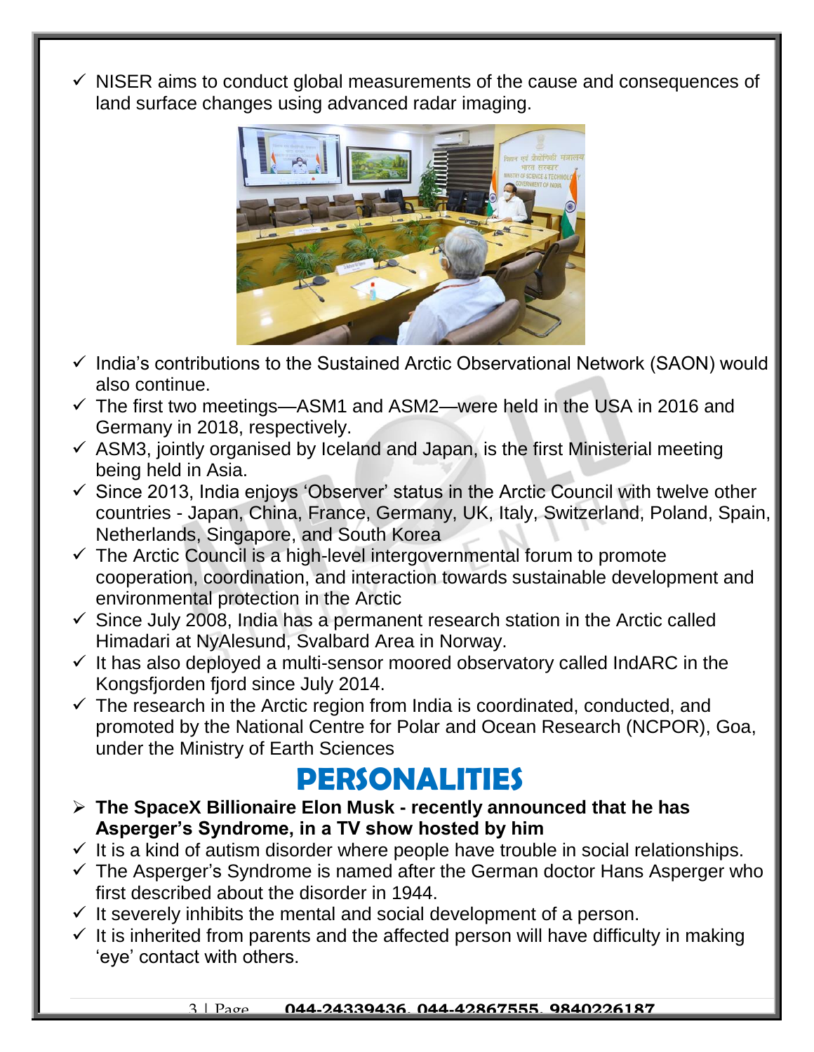- ✓ NISER aims to conduct global measurements of the cause and consequences of land surface changes using advanced radar imaging.
- ✓ India's contributions to the Sustained Arctic Observational Network (SAON) would also continue.
- ✓ The first two meetings—ASM1 and ASM2—were held in the USA in 2016 and Germany in 2018, respectively.
- ✓ ASM3, jointly organised by Iceland and Japan, is the first Ministerial meeting being held in Asia.
- ✓ Since 2013, India enjoys 'Observer' status in the Arctic Council with twelve other countries - Japan, China, France, Germany, UK, Italy, Switzerland, Poland, Spain, Netherlands, Singapore, and South Korea
- ✓ The Arctic Council is a high-level intergovernmental forum to promote cooperation, coordination, and interaction towards sustainable development and environmental protection in the Arctic
- ✓ Since July 2008, India has a permanent research station in the Arctic called Himadari at NyAlesund, Svalbard Area in Norway.
- ✓ It has also deployed a multi-sensor moored observatory called IndARC in the Kongsfjorden fjord since July 2014.
- ✓ The research in the Arctic region from India is coordinated, conducted, and promoted by the National Centre for Polar and Ocean Research (NCPOR), Goa, under the Ministry of Earth Sciences

# PERSONALITIES

- **The SpaceX Billionaire Elon Musk - recently announced that he has Asperger's Syndrome, in a TV show hosted by him**
- ✓ It is a kind of autism disorder where people have trouble in social relationships.
- ✓ The Asperger's Syndrome is named after the German doctor Hans Asperger who first described about the disorder in 1944.
- ✓ It severely inhibits the mental and social development of a person.
- ✓ It is inherited from parents and the affected person will have difficulty in making 'eye' contact with others.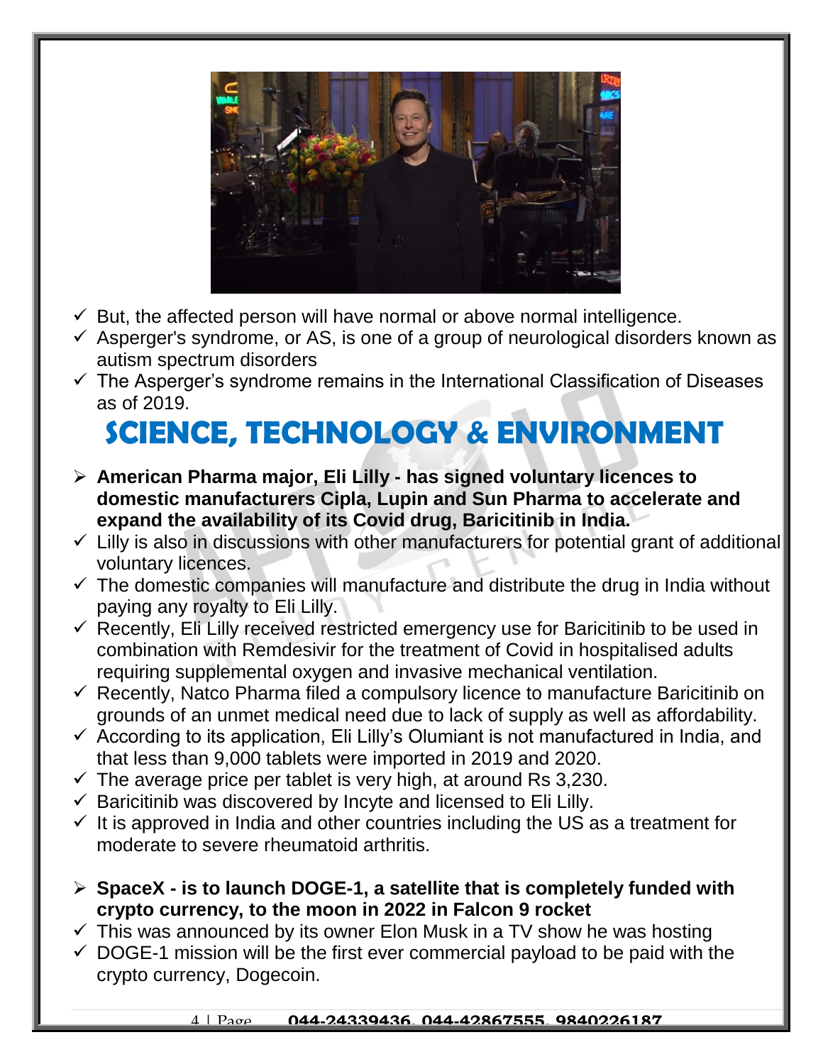- ✓ But, the affected person will have normal or above normal intelligence.
- ✓ Asperger's syndrome, or AS, is one of a group of neurological disorders known as autism spectrum disorders
- ✓ The Asperger's syndrome remains in the International Classification of Diseases as of 2019.

# SCIENCE, TECHNOLOGY & ENVIRONMENT

- ➢ **American Pharma major, Eli Lilly - has signed voluntary licences to domestic manufacturers Cipla, Lupin and Sun Pharma to accelerate and expand the availability of its Covid drug, Baricitinib in India.**
- ✓ Lilly is also in discussions with other manufacturers for potential grant of additional voluntary licences.
- ✓ The domestic companies will manufacture and distribute the drug in India without paying any royalty to Eli Lilly.
- ✓ Recently, Eli Lilly received restricted emergency use for Baricitinib to be used in combination with Remdesivir for the treatment of Covid in hospitalised adults requiring supplemental oxygen and invasive mechanical ventilation.
- ✓ Recently, Natco Pharma filed a compulsory licence to manufacture Baricitinib on grounds of an unmet medical need due to lack of supply as well as affordability.
- ✓ According to its application, Eli Lilly's Olumiant is not manufactured in India, and that less than 9,000 tablets were imported in 2019 and 2020.
- ✓ The average price per tablet is very high, at around Rs 3,230.
- ✓ Baricitinib was discovered by Incyte and licensed to Eli Lilly.
- ✓ It is approved in India and other countries including the US as a treatment for moderate to severe rheumatoid arthritis.

- ➢ **SpaceX - is to launch DOGE-1, a satellite that is completely funded with crypto currency, to the moon in 2022 in Falcon 9 rocket**
- ✓ This was announced by its owner Elon Musk in a TV show he was hosting
- ✓ DOGE-1 mission will be the first ever commercial payload to be paid with the crypto currency, Dogecoin.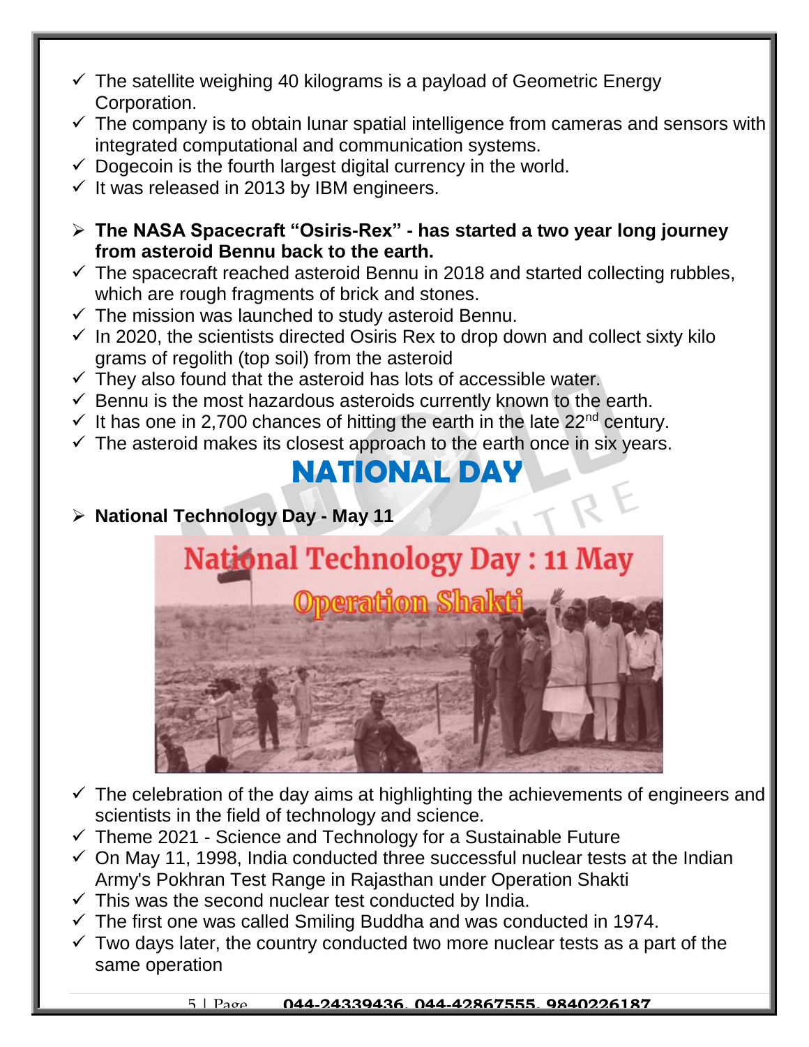- ✓ The satellite weighing 40 kilograms is a payload of Geometric Energy Corporation.
- ✓ The company is to obtain lunar spatial intelligence from cameras and sensors with integrated computational and communication systems.
- ✓ Dogecoin is the fourth largest digital currency in the world.
- ✓ It was released in 2013 by IBM engineers.

- **The NASA Spacecraft "Osiris-Rex" - has started a two year long journey from asteroid Bennu back to the earth.**
- ✓ The spacecraft reached asteroid Bennu in 2018 and started collecting rubbles, which are rough fragments of brick and stones.
- ✓ The mission was launched to study asteroid Bennu.
- ✓ In 2020, the scientists directed Osiris Rex to drop down and collect sixty kilo grams of regolith (top soil) from the asteroid
- ✓ They also found that the asteroid has lots of accessible water.
- ✓ Bennu is the most hazardous asteroids currently known to the earth.
- ✓ It has one in 2,700 chances of hitting the earth in the late 22nd century.
- ✓ The asteroid makes its closest approach to the earth once in six years.

# NATIONAL DAY

- **National Technology Day - May 11**

National Technology Day : 11 May

Operation Shakti

- ✓ The celebration of the day aims at highlighting the achievements of engineers and scientists in the field of technology and science.
- ✓ Theme 2021 - Science and Technology for a Sustainable Future
- ✓ On May 11, 1998, India conducted three successful nuclear tests at the Indian Army's Pokhran Test Range in Rajasthan under Operation Shakti
- ✓ This was the second nuclear test conducted by India.
- ✓ The first one was called Smiling Buddha and was conducted in 1974.
- ✓ Two days later, the country conducted two more nuclear tests as a part of the same operation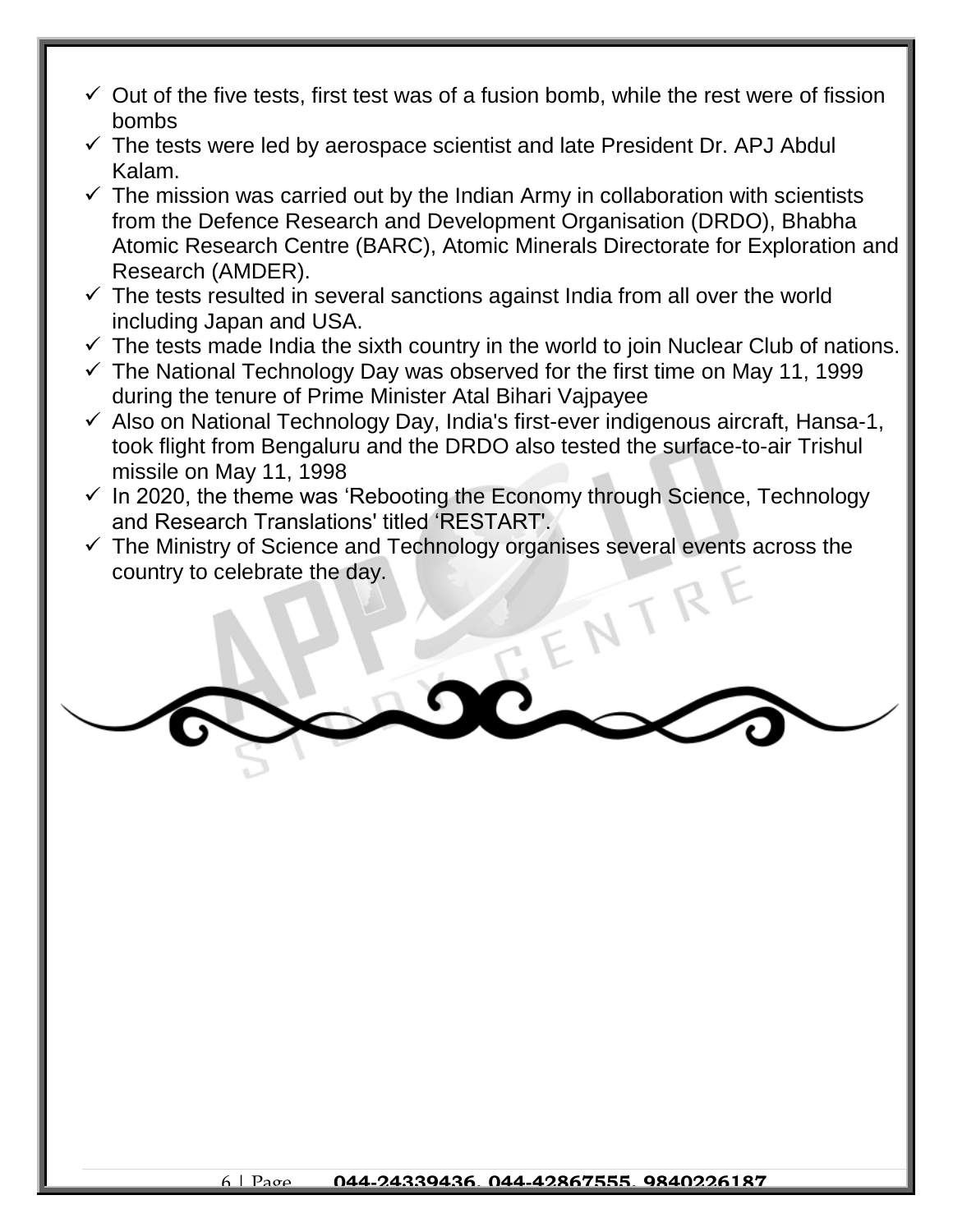- Out of the five tests, first test was of a fusion bomb, while the rest were of fission bombs
- The tests were led by aerospace scientist and late President Dr. APJ Abdul Kalam.
- The mission was carried out by the Indian Army in collaboration with scientists from the Defence Research and Development Organisation (DRDO), Bhabha Atomic Research Centre (BARC), Atomic Minerals Directorate for Exploration and Research (AMDER).
- The tests resulted in several sanctions against India from all over the world including Japan and USA.
- The tests made India the sixth country in the world to join Nuclear Club of nations.
- The National Technology Day was observed for the first time on May 11, 1999 during the tenure of Prime Minister Atal Bihari Vajpayee
- Also on National Technology Day, India's first-ever indigenous aircraft, Hansa-1, took flight from Bengaluru and the DRDO also tested the surface-to-air Trishul missile on May 11, 1998
- In 2020, the theme was 'Rebooting the Economy through Science, Technology and Research Translations' titled 'RESTART'.
- The Ministry of Science and Technology organises several events across the country to celebrate the day.